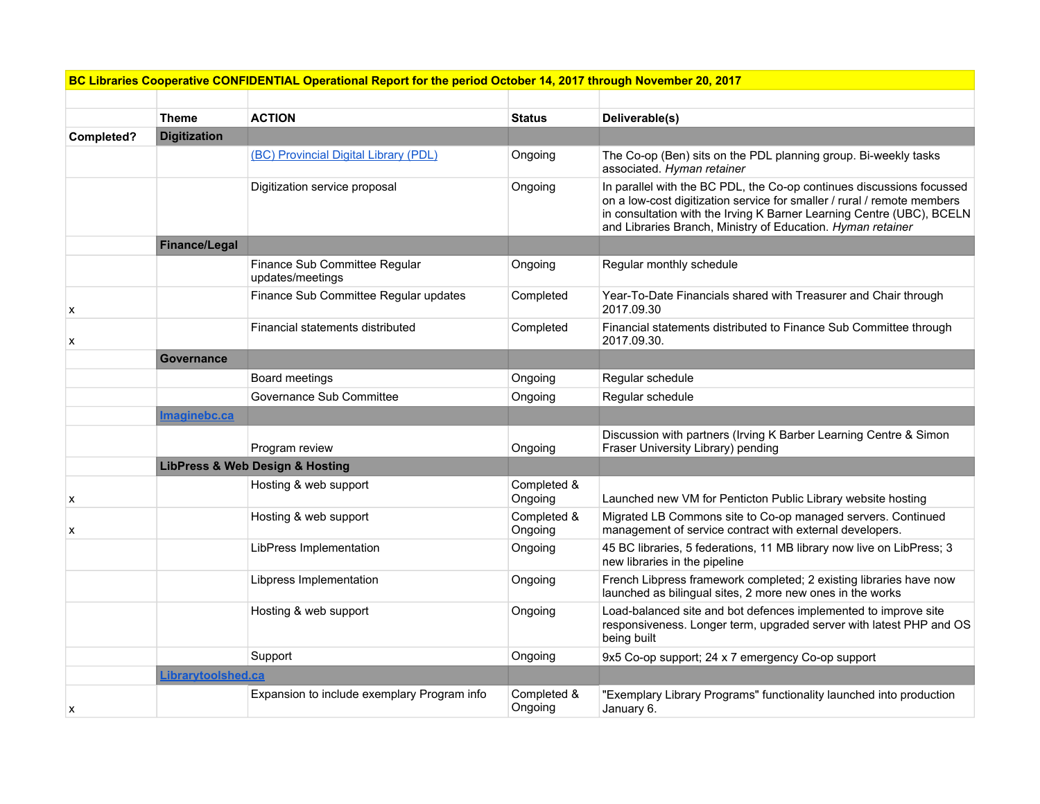| BC Libraries Cooperative CONFIDENTIAL Operational Report for the period October 14, 2017 through November 20, 2017 | | | | |
|---|---|---|---|---|
| | | | | |
| | **Theme** | **ACTION** | **Status** | **Deliverable(s)** |
| **Completed?** | **Digitization** | | | |
| | | [(BC) Provincial Digital Library (PDL)]() | Ongoing | The Co-op (Ben) sits on the PDL planning group. Bi-weekly tasks associated. *Hyman retainer* |
| | | Digitization service proposal | Ongoing | In parallel with the BC PDL, the Co-op continues discussions focussed on a low-cost digitization service for smaller / rural / remote members in consultation with the Irving K Barner Learning Centre (UBC), BCELN and Libraries Branch, Ministry of Education. *Hyman retainer* |
| | **Finance/Legal** | | | |
| | | Finance Sub Committee Regular updates/meetings | Ongoing | Regular monthly schedule |
| x | | Finance Sub Committee Regular updates | Completed | Year-To-Date Financials shared with Treasurer and Chair through 2017.09.30 |
| x | | Financial statements distributed | Completed | Financial statements distributed to Finance Sub Committee through 2017.09.30. |
| | **Governance** | | | |
| | | Board meetings | Ongoing | Regular schedule |
| | | Governance Sub Committee | Ongoing | Regular schedule |
| | **[Imaginebc.ca]()** | | | |
| | | Program review | Ongoing | Discussion with partners (Irving K Barber Learning Centre & Simon Fraser University Library) pending |
| | **LibPress & Web Design & Hosting** | | | |
| x | | Hosting & web support | Completed & Ongoing | Launched new VM for Penticton Public Library website hosting |
| x | | Hosting & web support | Completed & Ongoing | Migrated LB Commons site to Co-op managed servers. Continued management of service contract with external developers. |
| | | LibPress Implementation | Ongoing | 45 BC libraries, 5 federations, 11 MB library now live on LibPress; 3 new libraries in the pipeline |
| | | Libpress Implementation | Ongoing | French Libpress framework completed; 2 existing libraries have now launched as bilingual sites, 2 more new ones in the works |
| | | Hosting & web support | Ongoing | Load-balanced site and bot defences implemented to improve site responsiveness. Longer term, upgraded server with latest PHP and OS being built |
| | | Support | Ongoing | 9x5 Co-op support; 24 x 7 emergency Co-op support |
| | **[Librarytoolshed.ca]()** | | | |
| x | | Expansion to include exemplary Program info | Completed & Ongoing | "Exemplary Library Programs" functionality launched into production January 6. |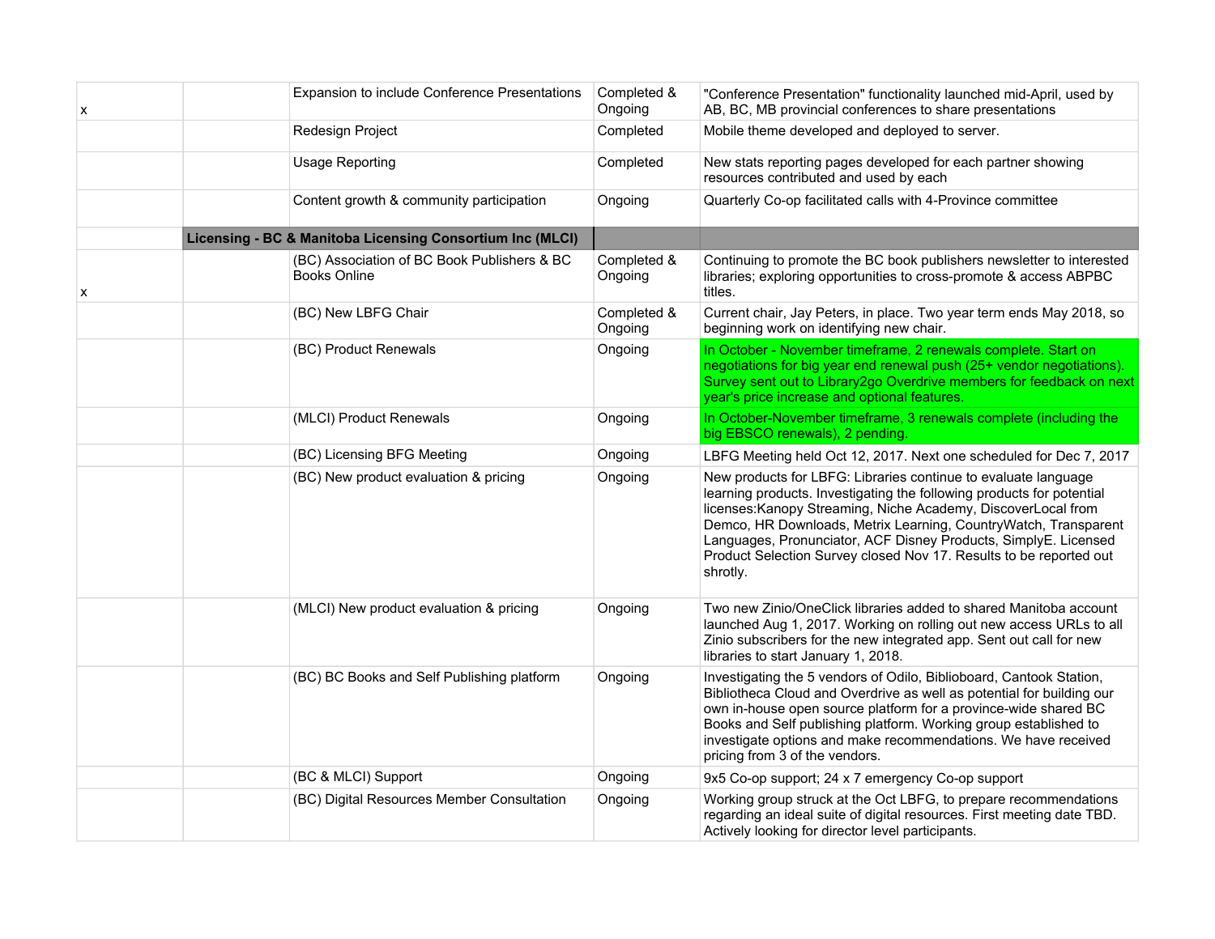| | | | | |
|---|---|---|---|---|
| x | | Expansion to include Conference Presentations | Completed & Ongoing | "Conference Presentation" functionality launched mid-April, used by AB, BC, MB provincial conferences to share presentations |
| | | Redesign Project | Completed | Mobile theme developed and deployed to server. |
| | | Usage Reporting | Completed | New stats reporting pages developed for each partner showing resources contributed and used by each |
| | | Content growth & community participation | Ongoing | Quarterly Co-op facilitated calls with 4-Province committee |
| | **Licensing - BC & Manitoba Licensing Consortium Inc (MLCI)** | | | |
| x | | (BC) Association of BC Book Publishers & BC Books Online | Completed & Ongoing | Continuing to promote the BC book publishers newsletter to interested libraries; exploring opportunities to cross-promote & access ABPBC titles. |
| | | (BC) New LBFG Chair | Completed & Ongoing | Current chair, Jay Peters, in place. Two year term ends May 2018, so beginning work on identifying new chair. |
| | | (BC) Product Renewals | Ongoing | In October - November timeframe, 2 renewals complete. Start on negotiations for big year end renewal push (25+ vendor negotiations). Survey sent out to Library2go Overdrive members for feedback on next year's price increase and optional features. |
| | | (MLCI) Product Renewals | Ongoing | In October-November timeframe, 3 renewals complete (including the big EBSCO renewals), 2 pending. |
| | | (BC) Licensing BFG Meeting | Ongoing | LBFG Meeting held Oct 12, 2017. Next one scheduled for Dec 7, 2017 |
| | | (BC) New product evaluation & pricing | Ongoing | New products for LBFG: Libraries continue to evaluate language learning products. Investigating the following products for potential licenses:Kanopy Streaming, Niche Academy, DiscoverLocal from Demco, HR Downloads, Metrix Learning, CountryWatch, Transparent Languages, Pronunciator, ACF Disney Products, SimplyE. Licensed Product Selection Survey closed Nov 17. Results to be reported out shrotly. |
| | | (MLCI) New product evaluation & pricing | Ongoing | Two new Zinio/OneClick libraries added to shared Manitoba account launched Aug 1, 2017. Working on rolling out new access URLs to all Zinio subscribers for the new integrated app. Sent out call for new libraries to start January 1, 2018. |
| | | (BC) BC Books and Self Publishing platform | Ongoing | Investigating the 5 vendors of Odilo, Biblioboard, Cantook Station, Bibliotheca Cloud and Overdrive as well as potential for building our own in-house open source platform for a province-wide shared BC Books and Self publishing platform. Working group established to investigate options and make recommendations. We have received pricing from 3 of the vendors. |
| | | (BC & MLCI) Support | Ongoing | 9x5 Co-op support; 24 x 7 emergency Co-op support |
| | | (BC) Digital Resources Member Consultation | Ongoing | Working group struck at the Oct LBFG, to prepare recommendations regarding an ideal suite of digital resources. First meeting date TBD. Actively looking for director level participants. |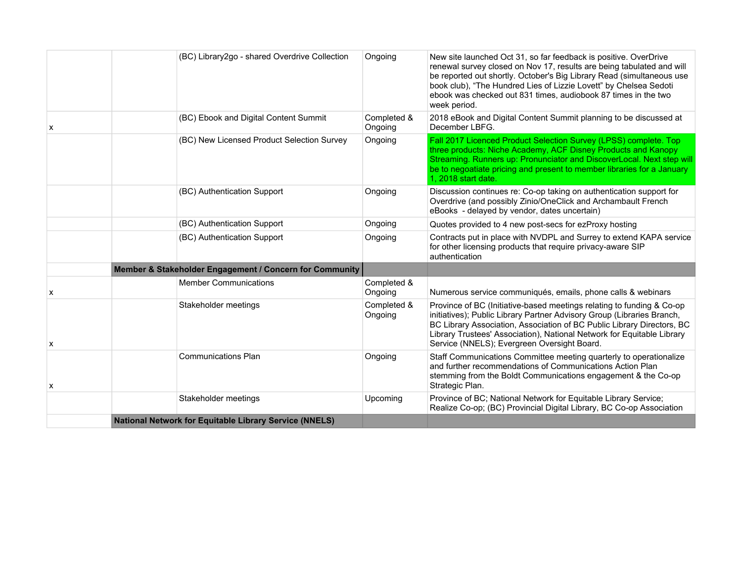| | | | | |
|---|---|---|---|---|
| | | (BC) Library2go - shared Overdrive Collection | Ongoing | New site launched Oct 31, so far feedback is positive. OverDrive renewal survey closed on Nov 17, results are being tabulated and will be reported out shortly. October's Big Library Read (simultaneous use book club), "The Hundred Lies of Lizzie Lovett" by Chelsea Sedoti ebook was checked out 831 times, audiobook 87 times in the two week period. |
| x | | (BC) Ebook and Digital Content Summit | Completed & Ongoing | 2018 eBook and Digital Content Summit planning to be discussed at December LBFG. |
| | | (BC) New Licensed Product Selection Survey | Ongoing | Fall 2017 Licenced Product Selection Survey (LPSS) complete. Top three products: Niche Academy, ACF Disney Products and Kanopy Streaming. Runners up: Pronunciator and DiscoverLocal. Next step will be to negotiate pricing and present to member libraries for a January 1, 2018 start date. |
| | | (BC) Authentication Support | Ongoing | Discussion continues re: Co-op taking on authentication support for Overdrive (and possibly Zinio/OneClick and Archambault French eBooks - delayed by vendor, dates uncertain) |
| | | (BC) Authentication Support | Ongoing | Quotes provided to 4 new post-secs for ezProxy hosting |
| | | (BC) Authentication Support | Ongoing | Contracts put in place with NVDPL and Surrey to extend KAPA service for other licensing products that require privacy-aware SIP authentication |
| | **Member & Stakeholder Engagement / Concern for Community** | | | |
| x | | Member Communications | Completed & Ongoing | Numerous service communiqués, emails, phone calls & webinars |
| x | | Stakeholder meetings | Completed & Ongoing | Province of BC (Initiative-based meetings relating to funding & Co-op initiatives); Public Library Partner Advisory Group (Libraries Branch, BC Library Association, Association of BC Public Library Directors, BC Library Trustees' Association), National Network for Equitable Library Service (NNELS); Evergreen Oversight Board. |
| x | | Communications Plan | Ongoing | Staff Communications Committee meeting quarterly to operationalize and further recommendations of Communications Action Plan stemming from the Boldt Communications engagement & the Co-op Strategic Plan. |
| | | Stakeholder meetings | Upcoming | Province of BC; National Network for Equitable Library Service; Realize Co-op; (BC) Provincial Digital Library, BC Co-op Association |
| | **National Network for Equitable Library Service (NNELS)** | | | |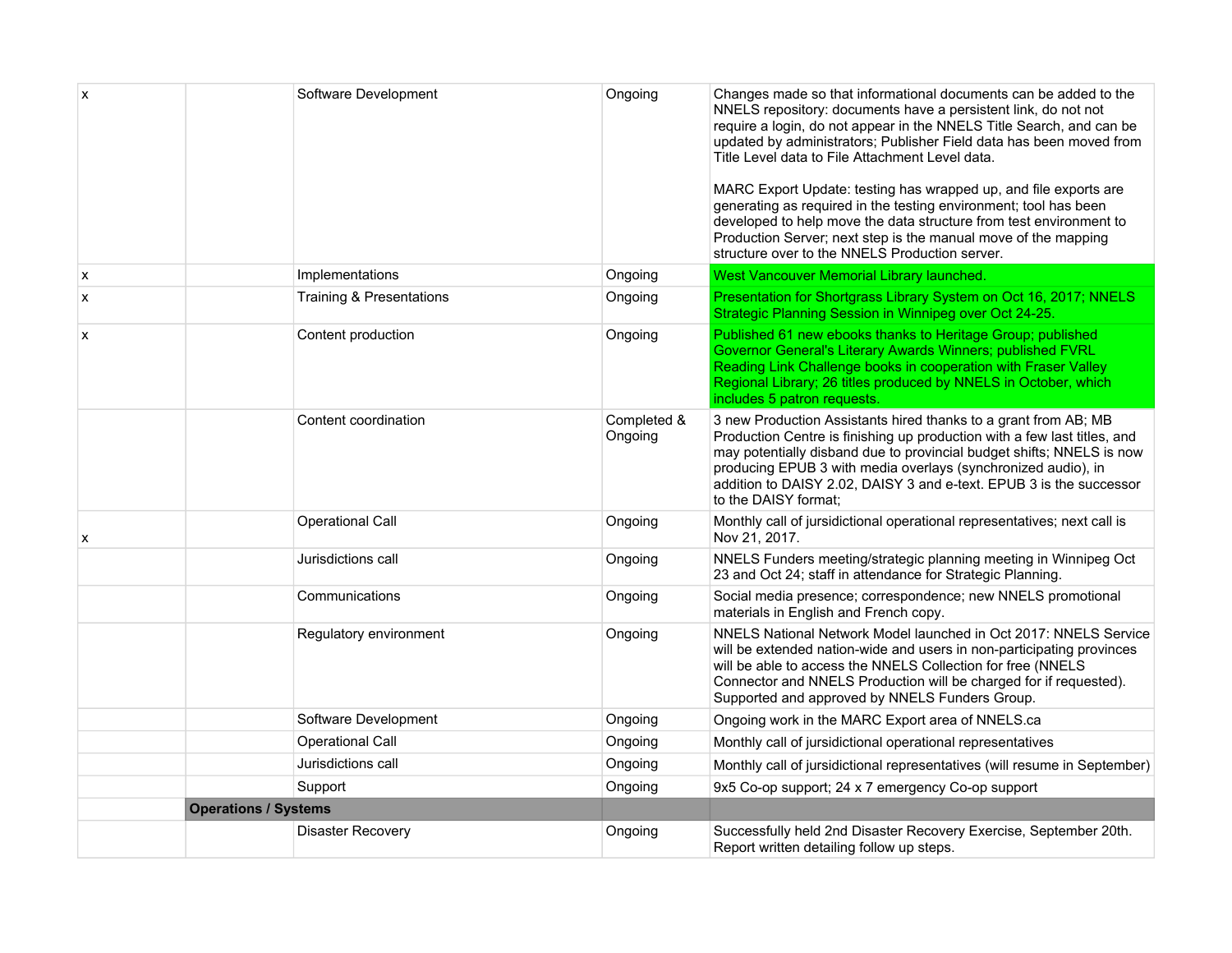| | | | | |
|---|---|---|---|---|
| x | | Software Development | Ongoing | Changes made so that informational documents can be added to the NNELS repository: documents have a persistent link, do not not require a login, do not appear in the NNELS Title Search, and can be updated by administrators; Publisher Field data has been moved from Title Level data to File Attachment Level data.<br><br>MARC Export Update: testing has wrapped up, and file exports are generating as required in the testing environment; tool has been developed to help move the data structure from test environment to Production Server; next step is the manual move of the mapping structure over to the NNELS Production server. |
| x | | Implementations | Ongoing | West Vancouver Memorial Library launched. |
| x | | Training & Presentations | Ongoing | Presentation for Shortgrass Library System on Oct 16, 2017; NNELS Strategic Planning Session in Winnipeg over Oct 24-25. |
| x | | Content production | Ongoing | Published 61 new ebooks thanks to Heritage Group; published Governor General's Literary Awards Winners; published FVRL Reading Link Challenge books in cooperation with Fraser Valley Regional Library; 26 titles produced by NNELS in October, which includes 5 patron requests. |
| | | Content coordination | Completed & Ongoing | 3 new Production Assistants hired thanks to a grant from AB; MB Production Centre is finishing up production with a few last titles, and may potentially disband due to provincial budget shifts; NNELS is now producing EPUB 3 with media overlays (synchronized audio), in addition to DAISY 2.02, DAISY 3 and e-text. EPUB 3 is the successor to the DAISY format; |
| x | | Operational Call | Ongoing | Monthly call of jursidictional operational representatives; next call is Nov 21, 2017. |
| | | Jurisdictions call | Ongoing | NNELS Funders meeting/strategic planning meeting in Winnipeg Oct 23 and Oct 24; staff in attendance for Strategic Planning. |
| | | Communications | Ongoing | Social media presence; correspondence; new NNELS promotional materials in English and French copy. |
| | | Regulatory environment | Ongoing | NNELS National Network Model launched in Oct 2017: NNELS Service will be extended nation-wide and users in non-participating provinces will be able to access the NNELS Collection for free (NNELS Connector and NNELS Production will be charged for if requested). Supported and approved by NNELS Funders Group. |
| | | Software Development | Ongoing | Ongoing work in the MARC Export area of NNELS.ca |
| | | Operational Call | Ongoing | Monthly call of jursidictional operational representatives |
| | | Jurisdictions call | Ongoing | Monthly call of jursidictional representatives (will resume in September) |
| | | Support | Ongoing | 9x5 Co-op support; 24 x 7 emergency Co-op support |
| | **Operations / Systems** | | | |
| | | Disaster Recovery | Ongoing | Successfully held 2nd Disaster Recovery Exercise, September 20th. Report written detailing follow up steps. |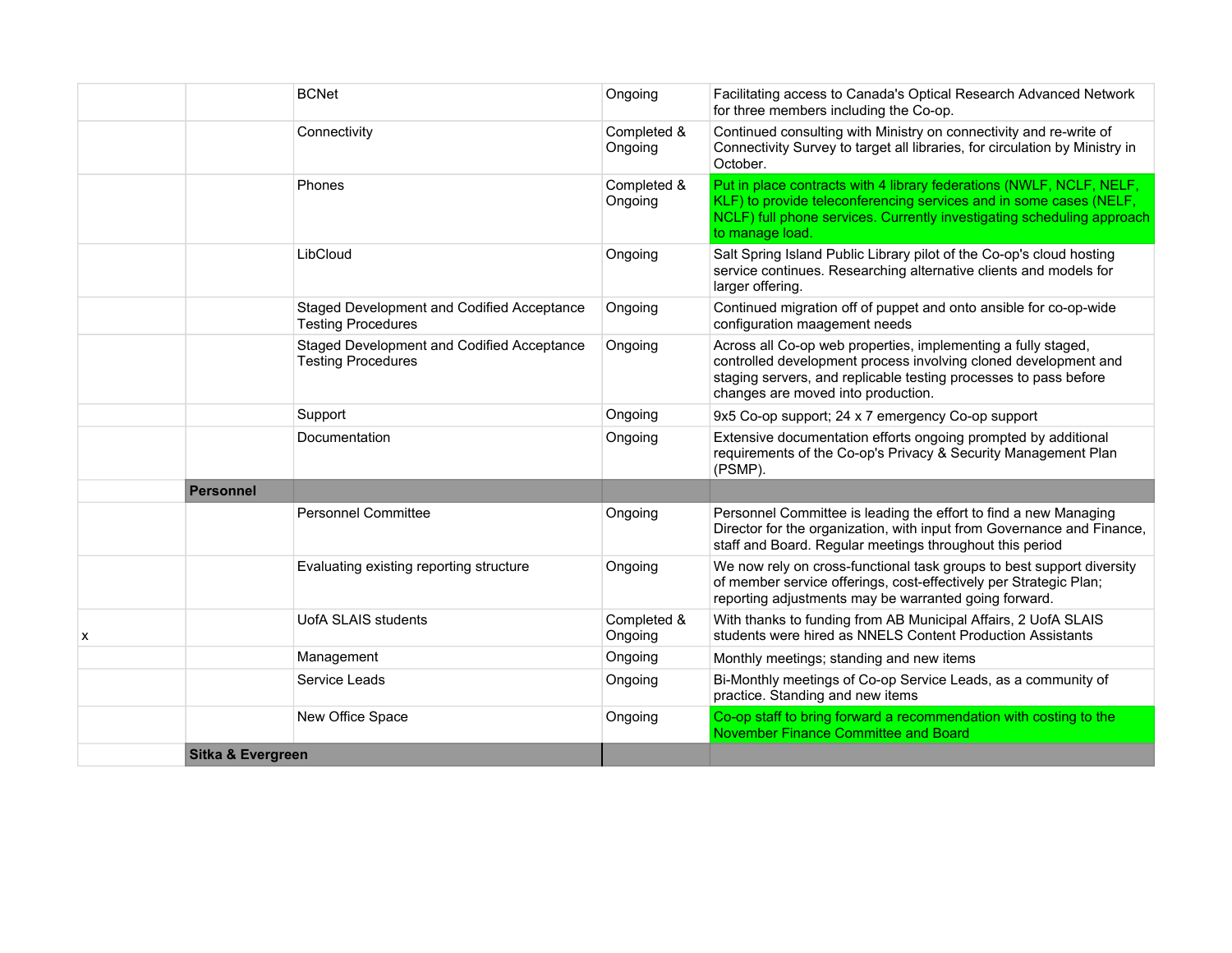| | | | | |
|---|---|---|---|---|
| | | BCNet | Ongoing | Facilitating access to Canada's Optical Research Advanced Network for three members including the Co-op. |
| | | Connectivity | Completed & Ongoing | Continued consulting with Ministry on connectivity and re-write of Connectivity Survey to target all libraries, for circulation by Ministry in October. |
| | | Phones | Completed & Ongoing | Put in place contracts with 4 library federations (NWLF, NCLF, NELF, KLF) to provide teleconferencing services and in some cases (NELF, NCLF) full phone services. Currently investigating scheduling approach to manage load. |
| | | LibCloud | Ongoing | Salt Spring Island Public Library pilot of the Co-op's cloud hosting service continues. Researching alternative clients and models for larger offering. |
| | | Staged Development and Codified Acceptance Testing Procedures | Ongoing | Continued migration off of puppet and onto ansible for co-op-wide configuration maagement needs |
| | | Staged Development and Codified Acceptance Testing Procedures | Ongoing | Across all Co-op web properties, implementing a fully staged, controlled development process involving cloned development and staging servers, and replicable testing processes to pass before changes are moved into production. |
| | | Support | Ongoing | 9x5 Co-op support; 24 x 7 emergency Co-op support |
| | | Documentation | Ongoing | Extensive documentation efforts ongoing prompted by additional requirements of the Co-op's Privacy & Security Management Plan (PSMP). |
| | **Personnel** | | | |
| | | Personnel Committee | Ongoing | Personnel Committee is leading the effort to find a new Managing Director for the organization, with input from Governance and Finance, staff and Board. Regular meetings throughout this period |
| | | Evaluating existing reporting structure | Ongoing | We now rely on cross-functional task groups to best support diversity of member service offerings, cost-effectively per Strategic Plan; reporting adjustments may be warranted going forward. |
| x | | UofA SLAIS students | Completed & Ongoing | With thanks to funding from AB Municipal Affairs, 2 UofA SLAIS students were hired as NNELS Content Production Assistants |
| | | Management | Ongoing | Monthly meetings; standing and new items |
| | | Service Leads | Ongoing | Bi-Monthly meetings of Co-op Service Leads, as a community of practice. Standing and new items |
| | | New Office Space | Ongoing | Co-op staff to bring forward a recommendation with costing to the November Finance Committee and Board |
| | **Sitka & Evergreen** | | | |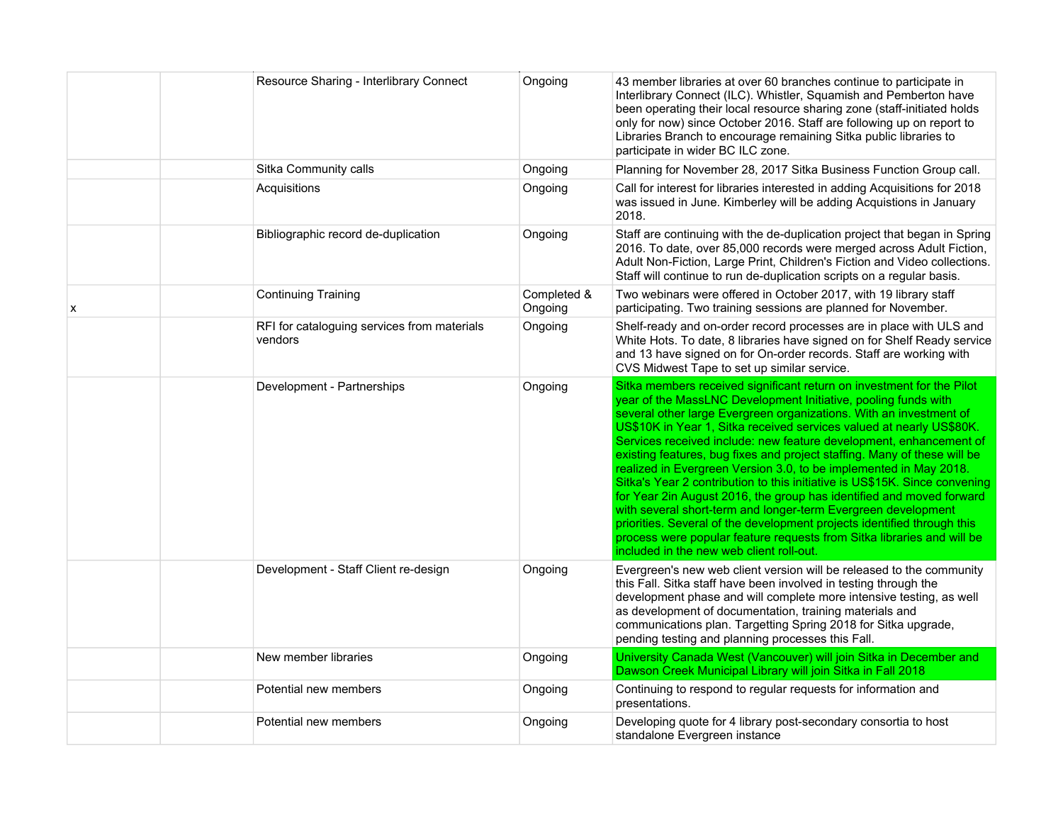| | | | | |
|---|---|---|---|---|
| | | Resource Sharing - Interlibrary Connect | Ongoing | 43 member libraries at over 60 branches continue to participate in Interlibrary Connect (ILC). Whistler, Squamish and Pemberton have been operating their local resource sharing zone (staff-initiated holds only for now) since October 2016. Staff are following up on report to Libraries Branch to encourage remaining Sitka public libraries to participate in wider BC ILC zone. |
| | | Sitka Community calls | Ongoing | Planning for November 28, 2017 Sitka Business Function Group call. |
| | | Acquisitions | Ongoing | Call for interest for libraries interested in adding Acquisitions for 2018 was issued in June. Kimberley will be adding Acquistions in January 2018. |
| | | Bibliographic record de-duplication | Ongoing | Staff are continuing with the de-duplication project that began in Spring 2016. To date, over 85,000 records were merged across Adult Fiction, Adult Non-Fiction, Large Print, Children's Fiction and Video collections. Staff will continue to run de-duplication scripts on a regular basis. |
| x | | Continuing Training | Completed & Ongoing | Two webinars were offered in October 2017, with 19 library staff participating. Two training sessions are planned for November. |
| | | RFI for cataloguing services from materials vendors | Ongoing | Shelf-ready and on-order record processes are in place with ULS and White Hots. To date, 8 libraries have signed on for Shelf Ready service and 13 have signed on for On-order records. Staff are working with CVS Midwest Tape to set up similar service. |
| | | Development - Partnerships | Ongoing | Sitka members received significant return on investment for the Pilot year of the MassLNC Development Initiative, pooling funds with several other large Evergreen organizations. With an investment of US$10K in Year 1, Sitka received services valued at nearly US$80K. Services received include: new feature development, enhancement of existing features, bug fixes and project staffing. Many of these will be realized in Evergreen Version 3.0, to be implemented in May 2018. Sitka's Year 2 contribution to this initiative is US$15K. Since convening for Year 2in August 2016, the group has identified and moved forward with several short-term and longer-term Evergreen development priorities. Several of the development projects identified through this process were popular feature requests from Sitka libraries and will be included in the new web client roll-out. |
| | | Development - Staff Client re-design | Ongoing | Evergreen's new web client version will be released to the community this Fall. Sitka staff have been involved in testing through the development phase and will complete more intensive testing, as well as development of documentation, training materials and communications plan. Targetting Spring 2018 for Sitka upgrade, pending testing and planning processes this Fall. |
| | | New member libraries | Ongoing | University Canada West (Vancouver) will join Sitka in December and Dawson Creek Municipal Library will join Sitka in Fall 2018 |
| | | Potential new members | Ongoing | Continuing to respond to regular requests for information and presentations. |
| | | Potential new members | Ongoing | Developing quote for 4 library post-secondary consortia to host standalone Evergreen instance |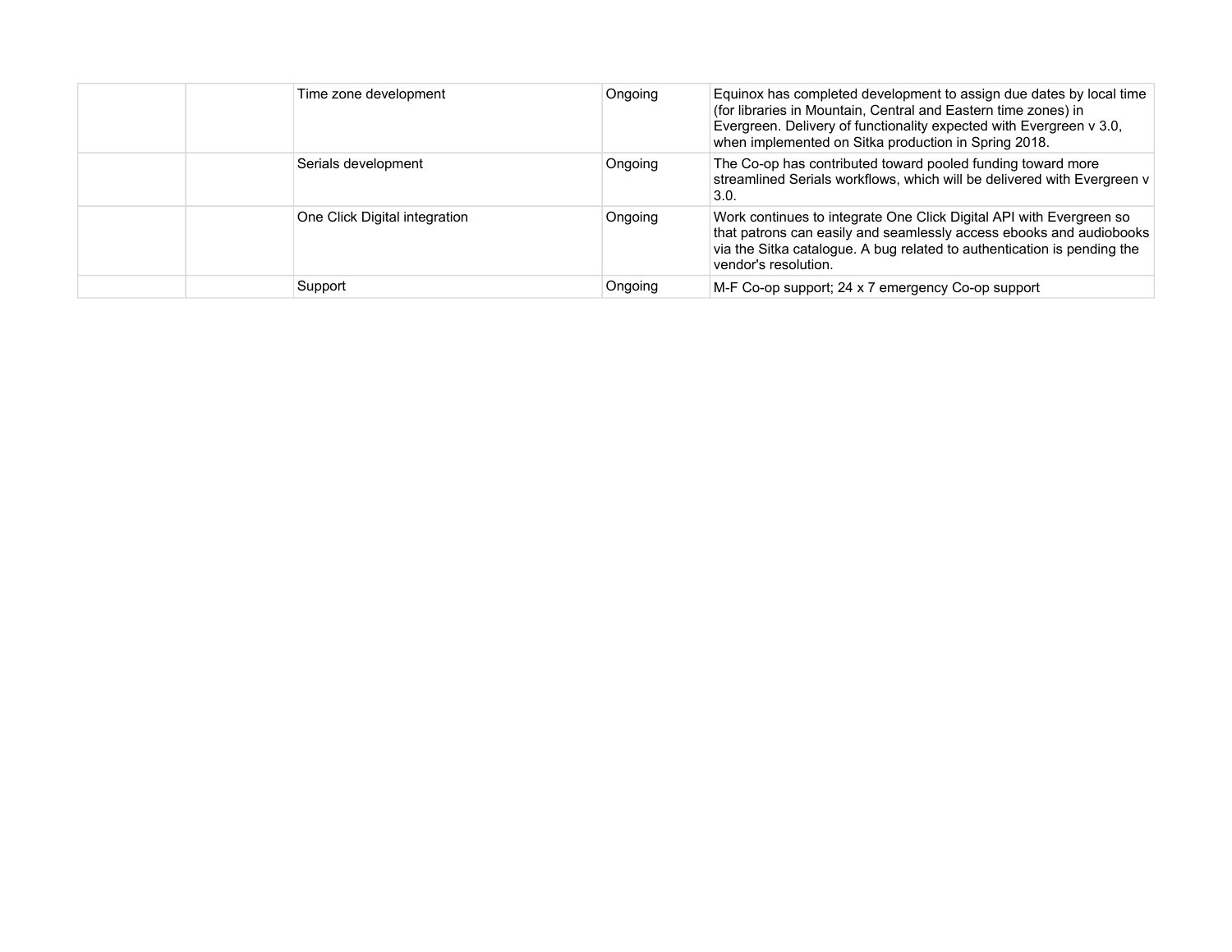| | | | | |
|---|---|---|---|---|
| | | Time zone development | Ongoing | Equinox has completed development to assign due dates by local time (for libraries in Mountain, Central and Eastern time zones) in Evergreen. Delivery of functionality expected with Evergreen v 3.0, when implemented on Sitka production in Spring 2018. |
| | | Serials development | Ongoing | The Co-op has contributed toward pooled funding toward more streamlined Serials workflows, which will be delivered with Evergreen v 3.0. |
| | | One Click Digital integration | Ongoing | Work continues to integrate One Click Digital API with Evergreen so that patrons can easily and seamlessly access ebooks and audiobooks via the Sitka catalogue. A bug related to authentication is pending the vendor's resolution. |
| | | Support | Ongoing | M-F Co-op support; 24 x 7 emergency Co-op support |